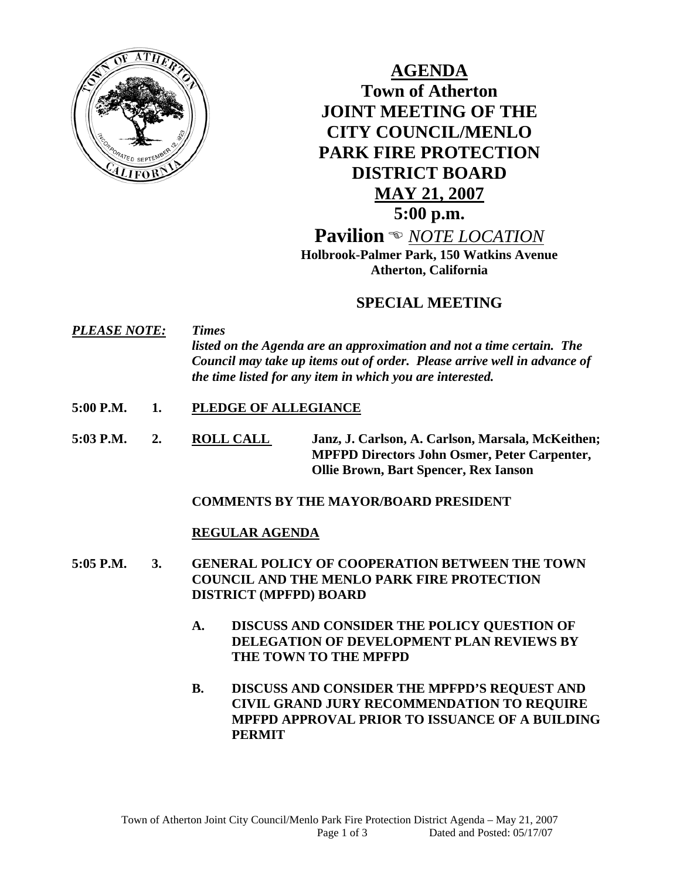# AGENDA

## Town of Atherton
## JOINT MEETING OF THE CITY COUNCIL/MENLO PARK FIRE PROTECTION DISTRICT BOARD
## MAY 21, 2007
## 5:00 p.m.

**Pavilion** ☜ *NOTE LOCATION*

**Holbrook-Palmer Park, 150 Watkins Avenue**
**Atherton, California**

## SPECIAL MEETING

***PLEASE NOTE:*** ***Times listed on the Agenda are an approximation and not a time certain. The Council may take up items out of order. Please arrive well in advance of the time listed for any item in which you are interested.***

**5:00 P.M. 1. PLEDGE OF ALLEGIANCE**

**5:03 P.M. 2. ROLL CALL** **Janz, J. Carlson, A. Carlson, Marsala, McKeithen; MPFPD Directors John Osmer, Peter Carpenter, Ollie Brown, Bart Spencer, Rex Ianson**

**COMMENTS BY THE MAYOR/BOARD PRESIDENT**

**REGULAR AGENDA**

**5:05 P.M. 3. GENERAL POLICY OF COOPERATION BETWEEN THE TOWN COUNCIL AND THE MENLO PARK FIRE PROTECTION DISTRICT (MPFPD) BOARD**

- **A. DISCUSS AND CONSIDER THE POLICY QUESTION OF DELEGATION OF DEVELOPMENT PLAN REVIEWS BY THE TOWN TO THE MPFPD**

- **B. DISCUSS AND CONSIDER THE MPFPD'S REQUEST AND CIVIL GRAND JURY RECOMMENDATION TO REQUIRE MPFPD APPROVAL PRIOR TO ISSUANCE OF A BUILDING PERMIT**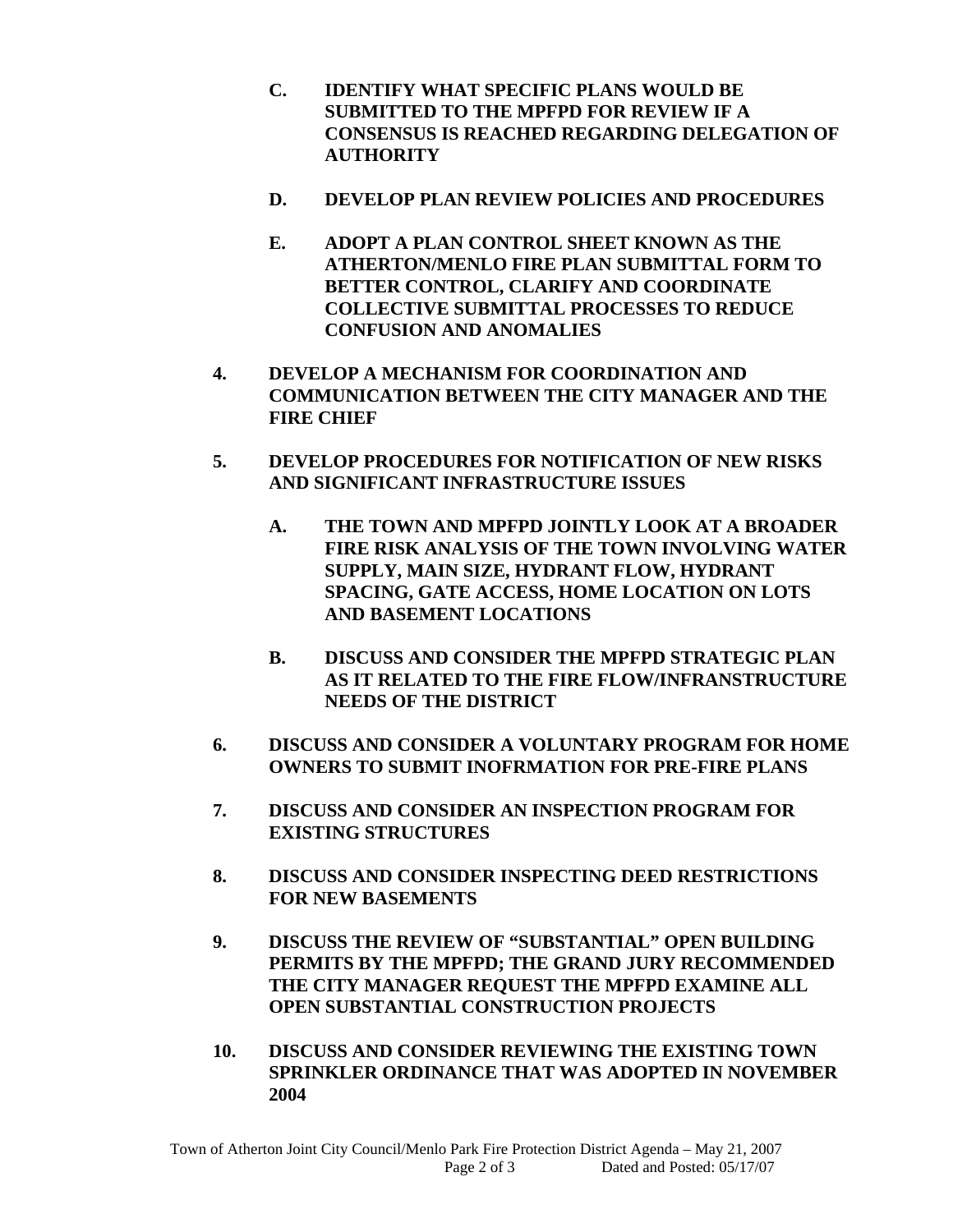- **C. IDENTIFY WHAT SPECIFIC PLANS WOULD BE SUBMITTED TO THE MPFPD FOR REVIEW IF A CONSENSUS IS REACHED REGARDING DELEGATION OF AUTHORITY**

- **D. DEVELOP PLAN REVIEW POLICIES AND PROCEDURES**

- **E. ADOPT A PLAN CONTROL SHEET KNOWN AS THE ATHERTON/MENLO FIRE PLAN SUBMITTAL FORM TO BETTER CONTROL, CLARIFY AND COORDINATE COLLECTIVE SUBMITTAL PROCESSES TO REDUCE CONFUSION AND ANOMALIES**

**4. DEVELOP A MECHANISM FOR COORDINATION AND COMMUNICATION BETWEEN THE CITY MANAGER AND THE FIRE CHIEF**

**5. DEVELOP PROCEDURES FOR NOTIFICATION OF NEW RISKS AND SIGNIFICANT INFRASTRUCTURE ISSUES**

- **A. THE TOWN AND MPFPD JOINTLY LOOK AT A BROADER FIRE RISK ANALYSIS OF THE TOWN INVOLVING WATER SUPPLY, MAIN SIZE, HYDRANT FLOW, HYDRANT SPACING, GATE ACCESS, HOME LOCATION ON LOTS AND BASEMENT LOCATIONS**

- **B. DISCUSS AND CONSIDER THE MPFPD STRATEGIC PLAN AS IT RELATED TO THE FIRE FLOW/INFRANSTRUCTURE NEEDS OF THE DISTRICT**

**6. DISCUSS AND CONSIDER A VOLUNTARY PROGRAM FOR HOME OWNERS TO SUBMIT INOFRMATION FOR PRE-FIRE PLANS**

**7. DISCUSS AND CONSIDER AN INSPECTION PROGRAM FOR EXISTING STRUCTURES**

**8. DISCUSS AND CONSIDER INSPECTING DEED RESTRICTIONS FOR NEW BASEMENTS**

**9. DISCUSS THE REVIEW OF "SUBSTANTIAL" OPEN BUILDING PERMITS BY THE MPFPD; THE GRAND JURY RECOMMENDED THE CITY MANAGER REQUEST THE MPFPD EXAMINE ALL OPEN SUBSTANTIAL CONSTRUCTION PROJECTS**

**10. DISCUSS AND CONSIDER REVIEWING THE EXISTING TOWN SPRINKLER ORDINANCE THAT WAS ADOPTED IN NOVEMBER 2004**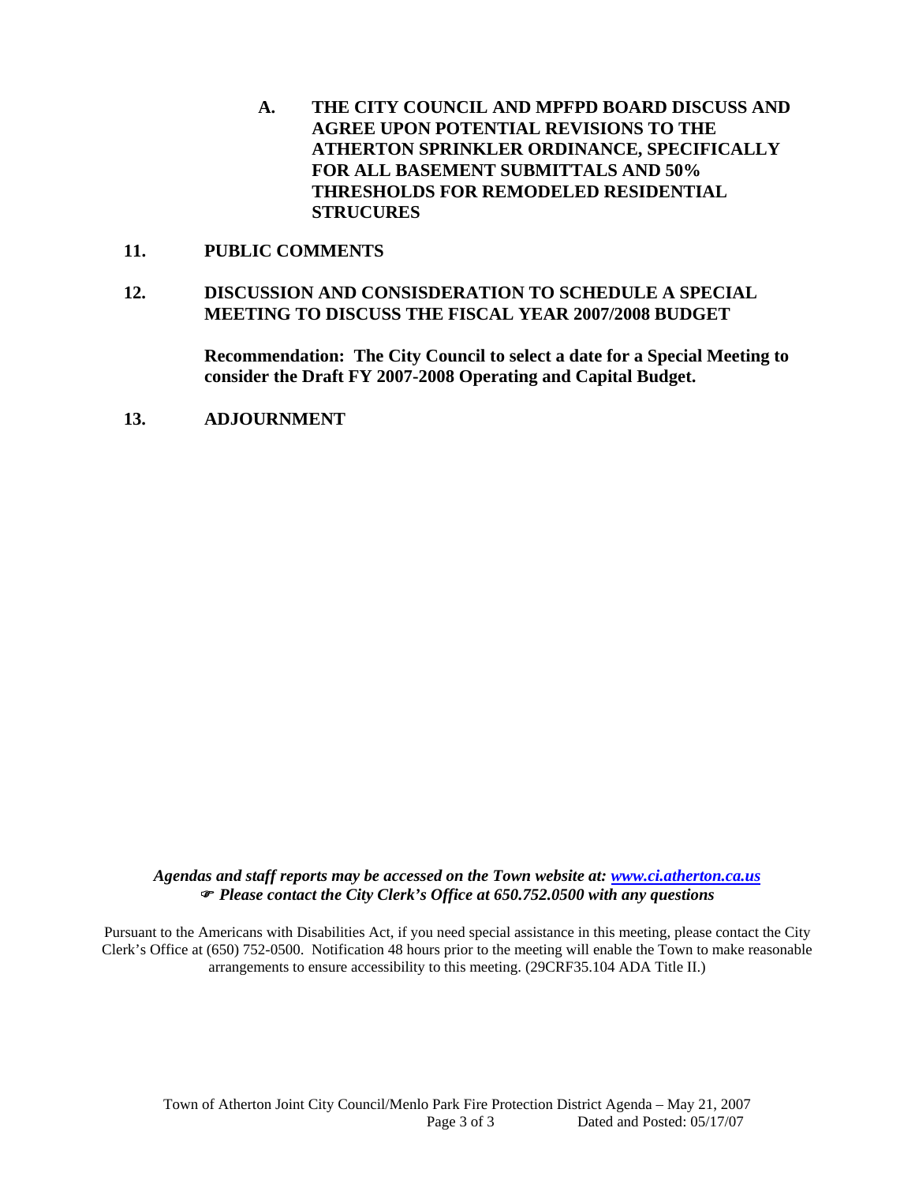**A. THE CITY COUNCIL AND MPFPD BOARD DISCUSS AND AGREE UPON POTENTIAL REVISIONS TO THE ATHERTON SPRINKLER ORDINANCE, SPECIFICALLY FOR ALL BASEMENT SUBMITTALS AND 50% THRESHOLDS FOR REMODELED RESIDENTIAL STRUCURES**

**11. PUBLIC COMMENTS**

**12. DISCUSSION AND CONSISDERATION TO SCHEDULE A SPECIAL MEETING TO DISCUSS THE FISCAL YEAR 2007/2008 BUDGET**

**Recommendation: The City Council to select a date for a Special Meeting to consider the Draft FY 2007-2008 Operating and Capital Budget.**

**13. ADJOURNMENT**

***Agendas and staff reports may be accessed on the Town website at: www.ci.atherton.ca.us***
***☞ Please contact the City Clerk's Office at 650.752.0500 with any questions***

Pursuant to the Americans with Disabilities Act, if you need special assistance in this meeting, please contact the City Clerk's Office at (650) 752-0500. Notification 48 hours prior to the meeting will enable the Town to make reasonable arrangements to ensure accessibility to this meeting. (29CRF35.104 ADA Title II.)